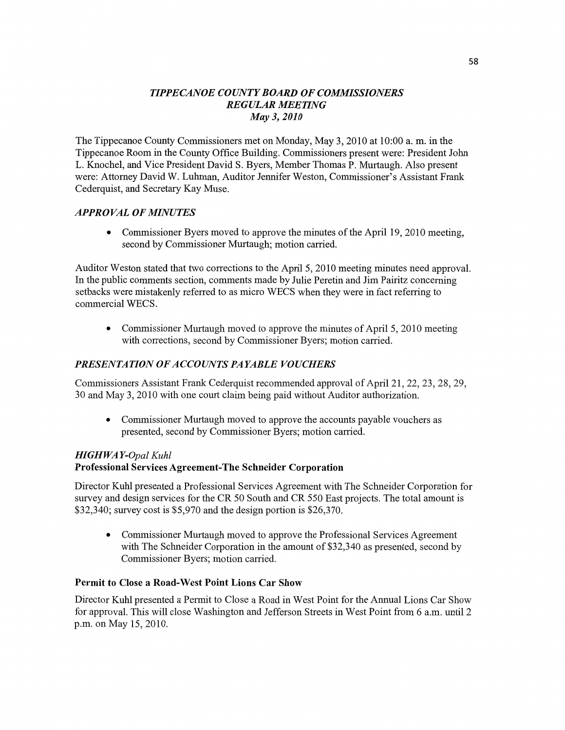## *TIPPECANOE COUNTY BOARD OF COMMISSIONERS*
## *REGULAR MEETING*
### *May 3, 2010*

The Tippecanoe County Commissioners met on Monday, May 3, 2010 at 10:00 a. m. in the Tippecanoe Room in the County Office Building. Commissioners present were: President John L. Knochel, and Vice President David S. Byers, Member Thomas P. Murtaugh. Also present were: Attorney David W. Luhman, Auditor Jennifer Weston, Commissioner's Assistant Frank Cederquist, and Secretary Kay Muse.

### *APPROVAL OF MINUTES*

- Commissioner Byers moved to approve the minutes of the April 19, 2010 meeting, second by Commissioner Murtaugh; motion carried.

Auditor Weston stated that two corrections to the April 5, 2010 meeting minutes need approval. In the public comments section, comments made by Julie Peretin and Jim Pairitz concerning setbacks were mistakenly referred to as micro WECS when they were in fact referring to commercial WECS.

- Commissioner Murtaugh moved to approve the minutes of April 5, 2010 meeting with corrections, second by Commissioner Byers; motion carried.

### *PRESENTATION OF ACCOUNTS PAYABLE VOUCHERS*

Commissioners Assistant Frank Cederquist recommended approval of April 21, 22, 23, 28, 29, 30 and May 3, 2010 with one court claim being paid without Auditor authorization.

- Commissioner Murtaugh moved to approve the accounts payable vouchers as presented, second by Commissioner Byers; motion carried.

### *HIGHWAY-Opal Kuhl*

**Professional Services Agreement-The Schneider Corporation**

Director Kuhl presented a Professional Services Agreement with The Schneider Corporation for survey and design services for the CR 50 South and CR 550 East projects. The total amount is $32,340; survey cost is $5,970 and the design portion is $26,370.

- Commissioner Murtaugh moved to approve the Professional Services Agreement with The Schneider Corporation in the amount of $32,340 as presented, second by Commissioner Byers; motion carried.

**Permit to Close a Road-West Point Lions Car Show**

Director Kuhl presented a Permit to Close a Road in West Point for the Annual Lions Car Show for approval. This will close Washington and Jefferson Streets in West Point from 6 a.m. until 2 p.m. on May 15, 2010.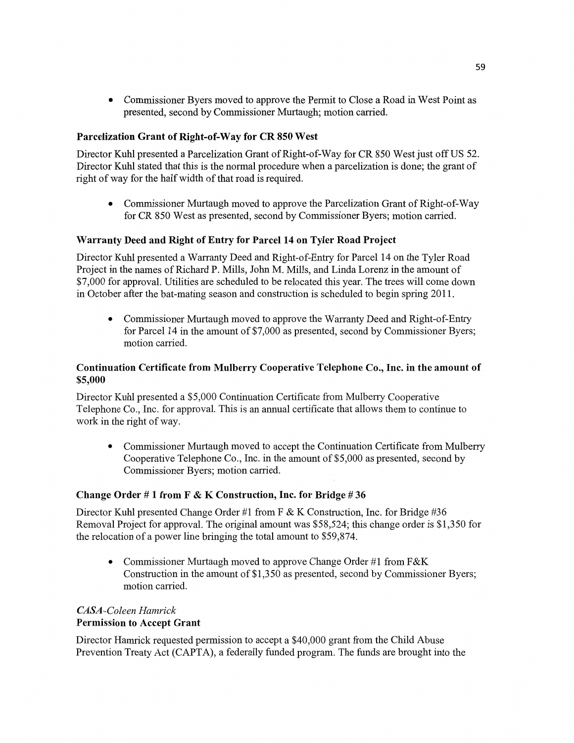- Commissioner Byers moved to approve the Permit to Close a Road in West Point as presented, second by Commissioner Murtaugh; motion carried.

**Parcelization Grant of Right-of-Way for CR 850 West**

Director Kuhl presented a Parcelization Grant of Right-of-Way for CR 850 West just off US 52. Director Kuhl stated that this is the normal procedure when a parcelization is done; the grant of right of way for the half width of that road is required.

- Commissioner Murtaugh moved to approve the Parcelization Grant of Right-of-Way for CR 850 West as presented, second by Commissioner Byers; motion carried.

**Warranty Deed and Right of Entry for Parcel 14 on Tyler Road Project**

Director Kuhl presented a Warranty Deed and Right-of-Entry for Parcel 14 on the Tyler Road Project in the names of Richard P. Mills, John M. Mills, and Linda Lorenz in the amount of $7,000 for approval. Utilities are scheduled to be relocated this year. The trees will come down in October after the bat-mating season and construction is scheduled to begin spring 2011.

- Commissioner Murtaugh moved to approve the Warranty Deed and Right-of-Entry for Parcel 14 in the amount of $7,000 as presented, second by Commissioner Byers; motion carried.

**Continuation Certificate from Mulberry Cooperative Telephone Co., Inc. in the amount of $5,000**

Director Kuhl presented a $5,000 Continuation Certificate from Mulberry Cooperative Telephone Co., Inc. for approval. This is an annual certificate that allows them to continue to work in the right of way.

- Commissioner Murtaugh moved to accept the Continuation Certificate from Mulberry Cooperative Telephone Co., Inc. in the amount of $5,000 as presented, second by Commissioner Byers; motion carried.

**Change Order # 1 from F & K Construction, Inc. for Bridge # 36**

Director Kuhl presented Change Order #1 from F & K Construction, Inc. for Bridge #36 Removal Project for approval. The original amount was $58,524; this change order is $1,350 for the relocation of a power line bringing the total amount to $59,874.

- Commissioner Murtaugh moved to approve Change Order #1 from F&K Construction in the amount of $1,350 as presented, second by Commissioner Byers; motion carried.

*CASA-Coleen Hamrick*
**Permission to Accept Grant**

Director Hamrick requested permission to accept a $40,000 grant from the Child Abuse Prevention Treaty Act (CAPTA), a federally funded program. The funds are brought into the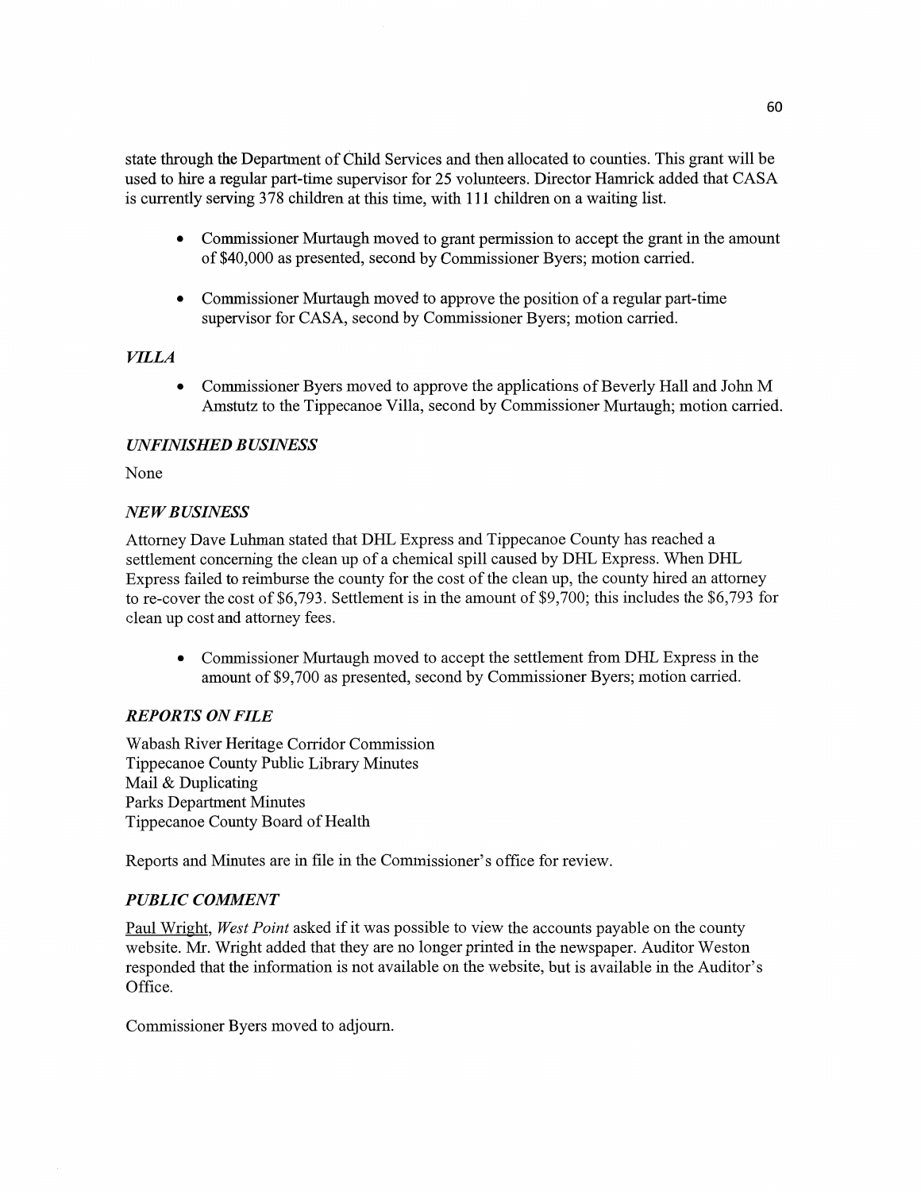state through the Department of Child Services and then allocated to counties. This grant will be used to hire a regular part-time supervisor for 25 volunteers. Director Hamrick added that CASA is currently serving 378 children at this time, with 111 children on a waiting list.

- Commissioner Murtaugh moved to grant permission to accept the grant in the amount of $40,000 as presented, second by Commissioner Byers; motion carried.

- Commissioner Murtaugh moved to approve the position of a regular part-time supervisor for CASA, second by Commissioner Byers; motion carried.

### *VILLA*

- Commissioner Byers moved to approve the applications of Beverly Hall and John M Amstutz to the Tippecanoe Villa, second by Commissioner Murtaugh; motion carried.

### *UNFINISHED BUSINESS*

None

### *NEW BUSINESS*

Attorney Dave Luhman stated that DHL Express and Tippecanoe County has reached a settlement concerning the clean up of a chemical spill caused by DHL Express. When DHL Express failed to reimburse the county for the cost of the clean up, the county hired an attorney to re-cover the cost of $6,793. Settlement is in the amount of $9,700; this includes the $6,793 for clean up cost and attorney fees.

- Commissioner Murtaugh moved to accept the settlement from DHL Express in the amount of $9,700 as presented, second by Commissioner Byers; motion carried.

### *REPORTS ON FILE*

Wabash River Heritage Corridor Commission
Tippecanoe County Public Library Minutes
Mail & Duplicating
Parks Department Minutes
Tippecanoe County Board of Health

Reports and Minutes are in file in the Commissioner's office for review.

### *PUBLIC COMMENT*

Paul Wright, *West Point* asked if it was possible to view the accounts payable on the county website. Mr. Wright added that they are no longer printed in the newspaper. Auditor Weston responded that the information is not available on the website, but is available in the Auditor's Office.

Commissioner Byers moved to adjourn.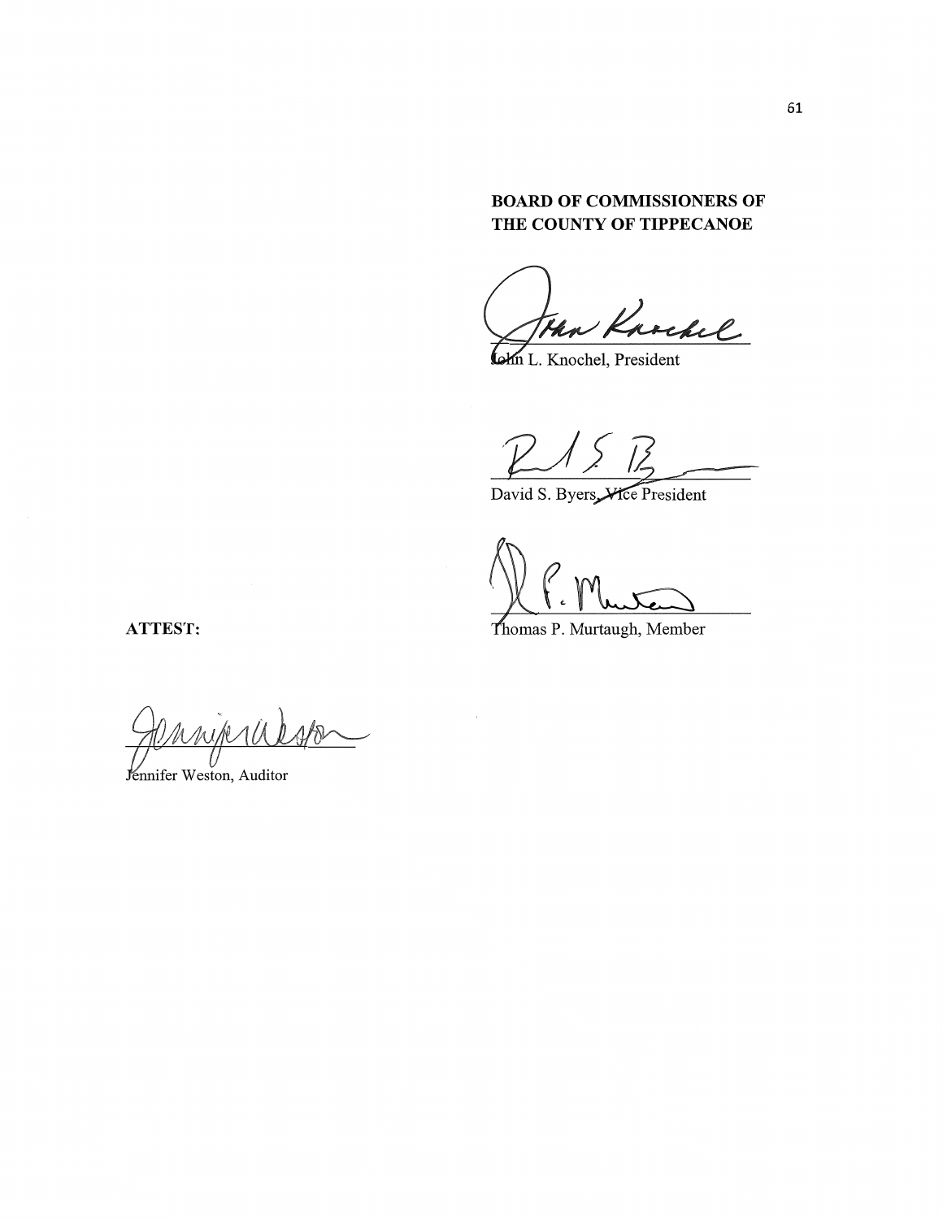**BOARD OF COMMISSIONERS OF THE COUNTY OF TIPPECANOE**

John L. Knochel, President

David S. Byers, Vice President

Thomas P. Murtaugh, Member

**ATTEST:**

Jennifer Weston, Auditor